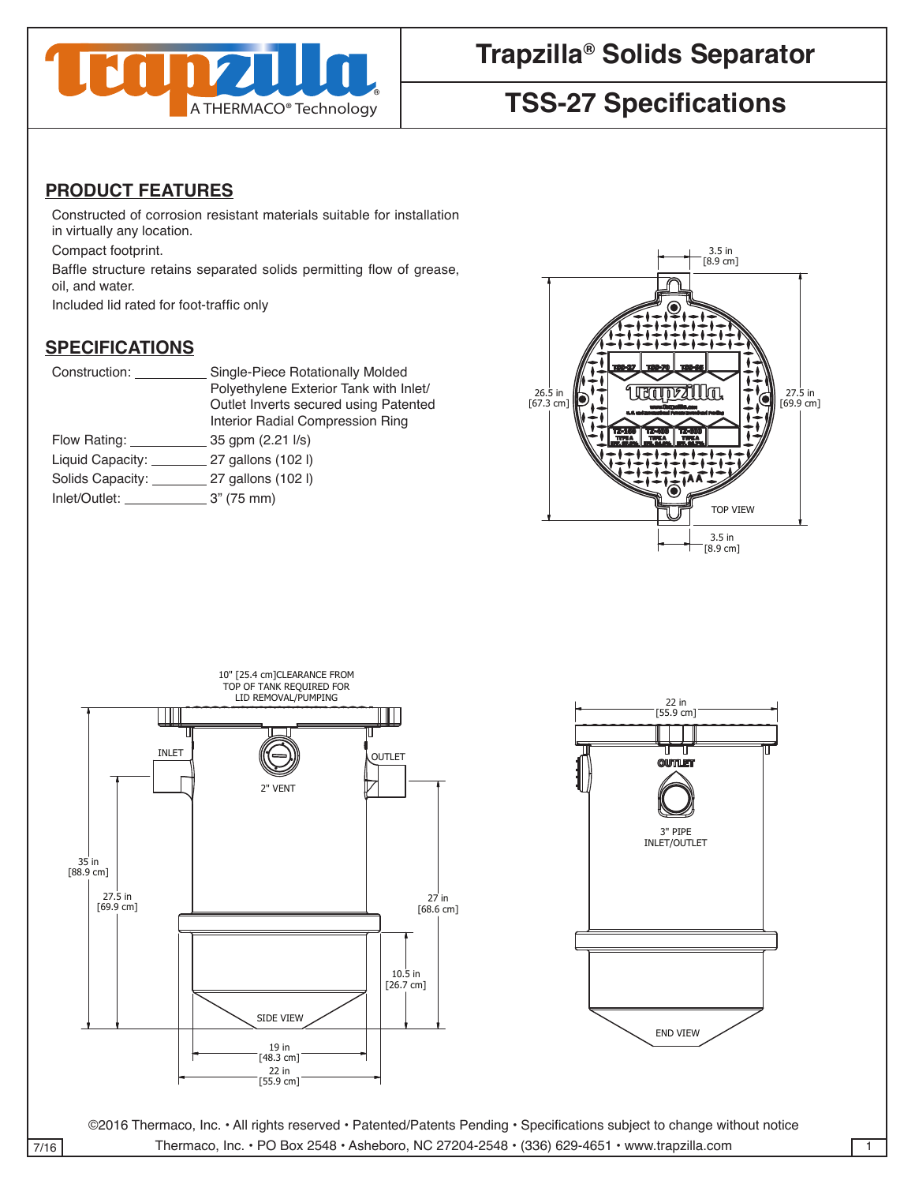# Trapzilla® Solids Separator

## TSS-27 Specifications

## PRODUCT FEATURES

Constructed of corrosion resistant materials suitable for installation in virtually any location.

Compact footprint.

Baffle structure retains separated solids permitting flow of grease, oil, and water.

Included lid rated for foot-traffic only

## SPECIFICATIONS

| | |
|---|---|
| Construction: | Single-Piece Rotationally Molded Polyethylene Exterior Tank with Inlet/Outlet Inverts secured using Patented Interior Radial Compression Ring |
| Flow Rating: | 35 gpm (2.21 l/s) |
| Liquid Capacity: | 27 gallons (102 l) |
| Solids Capacity: | 27 gallons (102 l) |
| Inlet/Outlet: | 3" (75 mm) |

TOP VIEW

3.5 in [8.9 cm]

26.5 in [67.3 cm]

27.5 in [69.9 cm]

3.5 in [8.9 cm]

10" [25.4 cm]CLEARANCE FROM TOP OF TANK REQUIRED FOR LID REMOVAL/PUMPING

INLET

OUTLET

2" VENT

35 in [88.9 cm]

27.5 in [69.9 cm]

27 in [68.6 cm]

10.5 in [26.7 cm]

SIDE VIEW

19 in [48.3 cm]

22 in [55.9 cm]

22 in [55.9 cm]

OUTLET

3" PIPE INLET/OUTLET

END VIEW

©2016 Thermaco, Inc. • All rights reserved • Patented/Patents Pending • Specifications subject to change without notice

Thermaco, Inc. • PO Box 2548 • Asheboro, NC 27204-2548 • (336) 629-4651 • www.trapzilla.com

7/16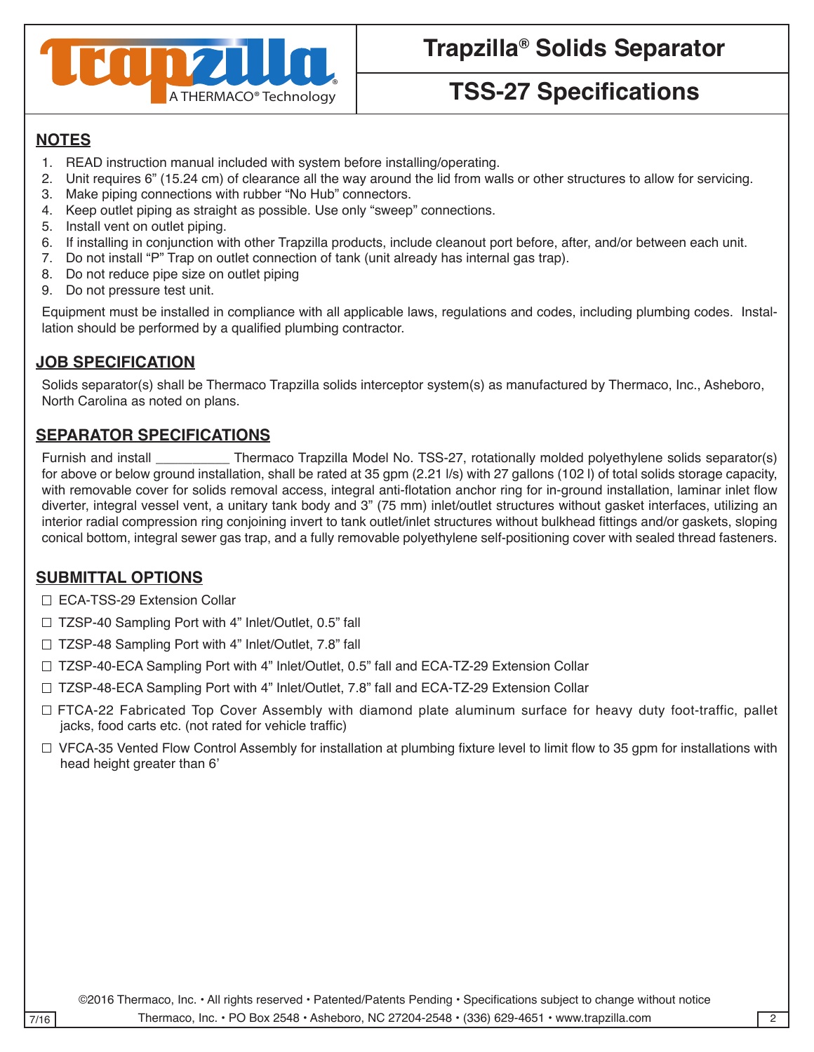# Trapzilla® Solids Separator

## TSS-27 Specifications

## NOTES

1. READ instruction manual included with system before installing/operating.
2. Unit requires 6” (15.24 cm) of clearance all the way around the lid from walls or other structures to allow for servicing.
3. Make piping connections with rubber “No Hub” connectors.
4. Keep outlet piping as straight as possible. Use only “sweep” connections.
5. Install vent on outlet piping.
6. If installing in conjunction with other Trapzilla products, include cleanout port before, after, and/or between each unit.
7. Do not install “P” Trap on outlet connection of tank (unit already has internal gas trap).
8. Do not reduce pipe size on outlet piping
9. Do not pressure test unit.

Equipment must be installed in compliance with all applicable laws, regulations and codes, including plumbing codes. Installation should be performed by a qualified plumbing contractor.

## JOB SPECIFICATION

Solids separator(s) shall be Thermaco Trapzilla solids interceptor system(s) as manufactured by Thermaco, Inc., Asheboro, North Carolina as noted on plans.

## SEPARATOR SPECIFICATIONS

Furnish and install __________ Thermaco Trapzilla Model No. TSS-27, rotationally molded polyethylene solids separator(s) for above or below ground installation, shall be rated at 35 gpm (2.21 l/s) with 27 gallons (102 l) of total solids storage capacity, with removable cover for solids removal access, integral anti-flotation anchor ring for in-ground installation, laminar inlet flow diverter, integral vessel vent, a unitary tank body and 3” (75 mm) inlet/outlet structures without gasket interfaces, utilizing an interior radial compression ring conjoining invert to tank outlet/inlet structures without bulkhead fittings and/or gaskets, sloping conical bottom, integral sewer gas trap, and a fully removable polyethylene self-positioning cover with sealed thread fasteners.

## SUBMITTAL OPTIONS

- ☐ ECA-TSS-29 Extension Collar
- ☐ TZSP-40 Sampling Port with 4” Inlet/Outlet, 0.5” fall
- ☐ TZSP-48 Sampling Port with 4” Inlet/Outlet, 7.8” fall
- ☐ TZSP-40-ECA Sampling Port with 4” Inlet/Outlet, 0.5” fall and ECA-TZ-29 Extension Collar
- ☐ TZSP-48-ECA Sampling Port with 4” Inlet/Outlet, 7.8” fall and ECA-TZ-29 Extension Collar
- ☐ FTCA-22 Fabricated Top Cover Assembly with diamond plate aluminum surface for heavy duty foot-traffic, pallet jacks, food carts etc. (not rated for vehicle traffic)
- ☐ VFCA-35 Vented Flow Control Assembly for installation at plumbing fixture level to limit flow to 35 gpm for installations with head height greater than 6’

©2016 Thermaco, Inc. • All rights reserved • Patented/Patents Pending • Specifications subject to change without notice

Thermaco, Inc. • PO Box 2548 • Asheboro, NC 27204-2548 • (336) 629-4651 • www.trapzilla.com